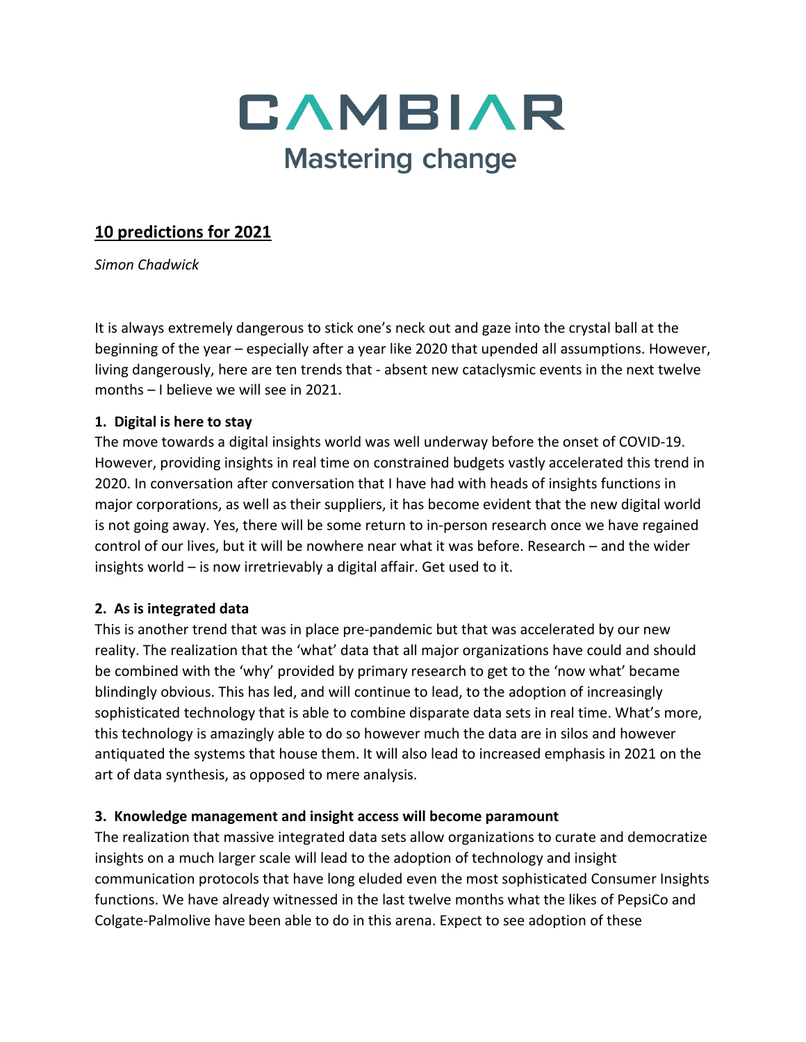# CAMBIAR

Mastering change

## 10 predictions for 2021

*Simon Chadwick*

It is always extremely dangerous to stick one's neck out and gaze into the crystal ball at the beginning of the year – especially after a year like 2020 that upended all assumptions. However, living dangerously, here are ten trends that - absent new cataclysmic events in the next twelve months – I believe we will see in 2021.

### 1. Digital is here to stay

The move towards a digital insights world was well underway before the onset of COVID-19. However, providing insights in real time on constrained budgets vastly accelerated this trend in 2020. In conversation after conversation that I have had with heads of insights functions in major corporations, as well as their suppliers, it has become evident that the new digital world is not going away. Yes, there will be some return to in-person research once we have regained control of our lives, but it will be nowhere near what it was before. Research – and the wider insights world – is now irretrievably a digital affair. Get used to it.

### 2. As is integrated data

This is another trend that was in place pre-pandemic but that was accelerated by our new reality. The realization that the 'what' data that all major organizations have could and should be combined with the 'why' provided by primary research to get to the 'now what' became blindingly obvious. This has led, and will continue to lead, to the adoption of increasingly sophisticated technology that is able to combine disparate data sets in real time. What's more, this technology is amazingly able to do so however much the data are in silos and however antiquated the systems that house them. It will also lead to increased emphasis in 2021 on the art of data synthesis, as opposed to mere analysis.

### 3. Knowledge management and insight access will become paramount

The realization that massive integrated data sets allow organizations to curate and democratize insights on a much larger scale will lead to the adoption of technology and insight communication protocols that have long eluded even the most sophisticated Consumer Insights functions. We have already witnessed in the last twelve months what the likes of PepsiCo and Colgate-Palmolive have been able to do in this arena. Expect to see adoption of these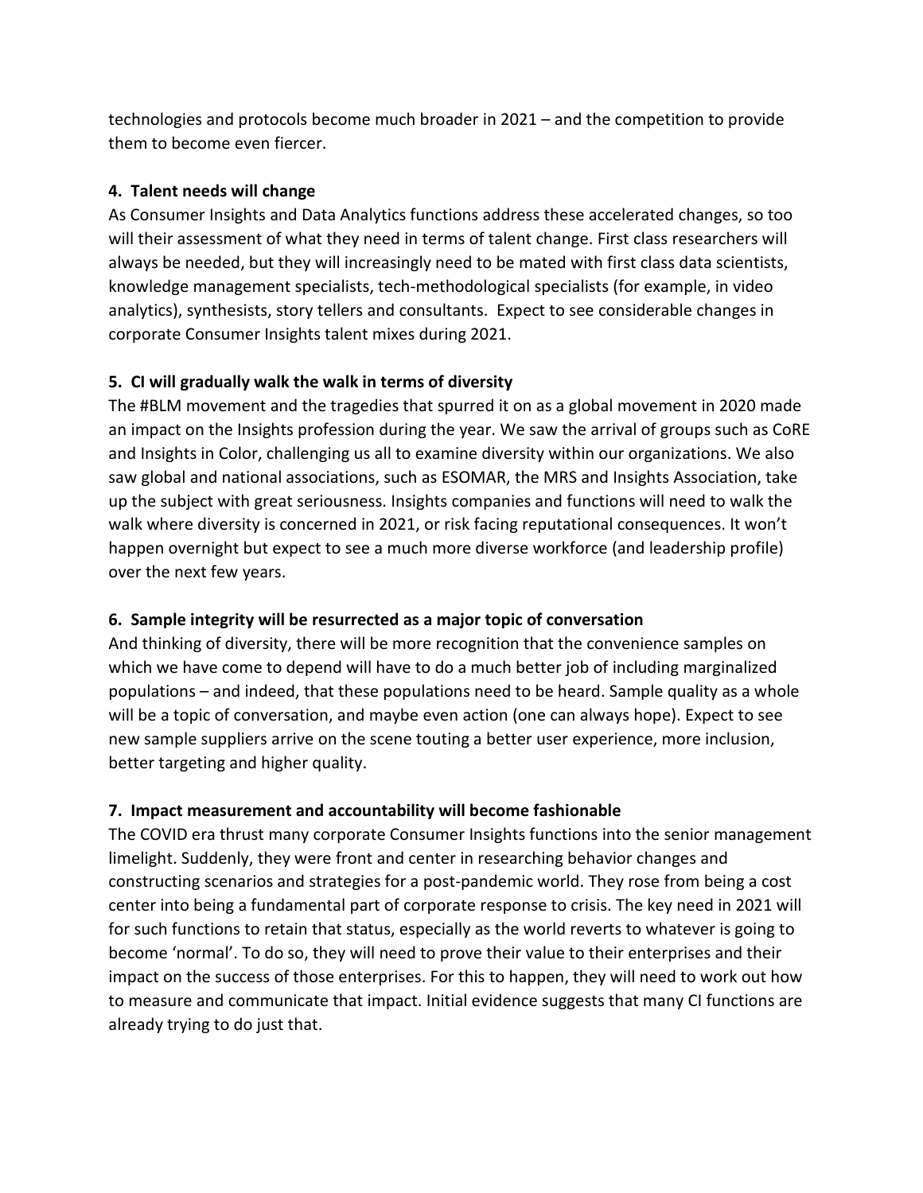technologies and protocols become much broader in 2021 – and the competition to provide them to become even fiercer.

**4. Talent needs will change**

As Consumer Insights and Data Analytics functions address these accelerated changes, so too will their assessment of what they need in terms of talent change. First class researchers will always be needed, but they will increasingly need to be mated with first class data scientists, knowledge management specialists, tech-methodological specialists (for example, in video analytics), synthesists, story tellers and consultants. Expect to see considerable changes in corporate Consumer Insights talent mixes during 2021.

**5. CI will gradually walk the walk in terms of diversity**

The #BLM movement and the tragedies that spurred it on as a global movement in 2020 made an impact on the Insights profession during the year. We saw the arrival of groups such as CoRE and Insights in Color, challenging us all to examine diversity within our organizations. We also saw global and national associations, such as ESOMAR, the MRS and Insights Association, take up the subject with great seriousness. Insights companies and functions will need to walk the walk where diversity is concerned in 2021, or risk facing reputational consequences. It won't happen overnight but expect to see a much more diverse workforce (and leadership profile) over the next few years.

**6. Sample integrity will be resurrected as a major topic of conversation**

And thinking of diversity, there will be more recognition that the convenience samples on which we have come to depend will have to do a much better job of including marginalized populations – and indeed, that these populations need to be heard. Sample quality as a whole will be a topic of conversation, and maybe even action (one can always hope). Expect to see new sample suppliers arrive on the scene touting a better user experience, more inclusion, better targeting and higher quality.

**7. Impact measurement and accountability will become fashionable**

The COVID era thrust many corporate Consumer Insights functions into the senior management limelight. Suddenly, they were front and center in researching behavior changes and constructing scenarios and strategies for a post-pandemic world. They rose from being a cost center into being a fundamental part of corporate response to crisis. The key need in 2021 will for such functions to retain that status, especially as the world reverts to whatever is going to become 'normal'. To do so, they will need to prove their value to their enterprises and their impact on the success of those enterprises. For this to happen, they will need to work out how to measure and communicate that impact. Initial evidence suggests that many CI functions are already trying to do just that.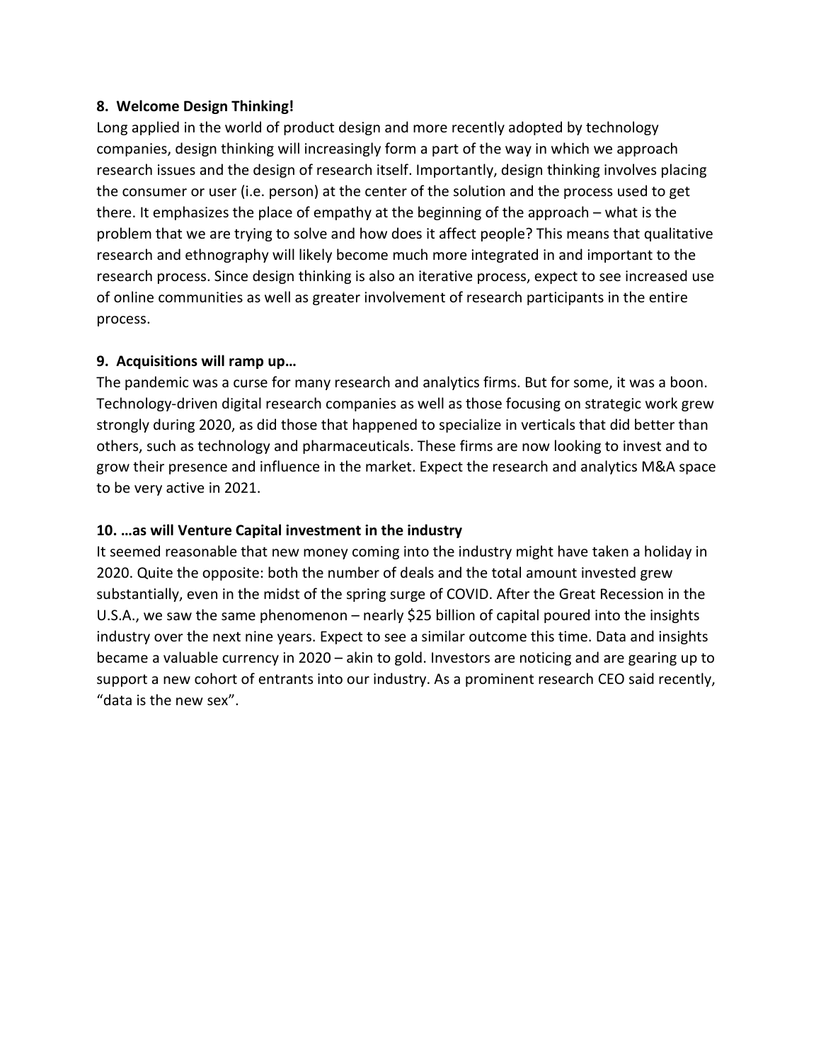**8. Welcome Design Thinking!**

Long applied in the world of product design and more recently adopted by technology companies, design thinking will increasingly form a part of the way in which we approach research issues and the design of research itself. Importantly, design thinking involves placing the consumer or user (i.e. person) at the center of the solution and the process used to get there. It emphasizes the place of empathy at the beginning of the approach – what is the problem that we are trying to solve and how does it affect people? This means that qualitative research and ethnography will likely become much more integrated in and important to the research process. Since design thinking is also an iterative process, expect to see increased use of online communities as well as greater involvement of research participants in the entire process.

**9. Acquisitions will ramp up…**

The pandemic was a curse for many research and analytics firms. But for some, it was a boon. Technology-driven digital research companies as well as those focusing on strategic work grew strongly during 2020, as did those that happened to specialize in verticals that did better than others, such as technology and pharmaceuticals. These firms are now looking to invest and to grow their presence and influence in the market. Expect the research and analytics M&A space to be very active in 2021.

**10. …as will Venture Capital investment in the industry**

It seemed reasonable that new money coming into the industry might have taken a holiday in 2020. Quite the opposite: both the number of deals and the total amount invested grew substantially, even in the midst of the spring surge of COVID. After the Great Recession in the U.S.A., we saw the same phenomenon – nearly $25 billion of capital poured into the insights industry over the next nine years. Expect to see a similar outcome this time. Data and insights became a valuable currency in 2020 – akin to gold. Investors are noticing and are gearing up to support a new cohort of entrants into our industry. As a prominent research CEO said recently, "data is the new sex".